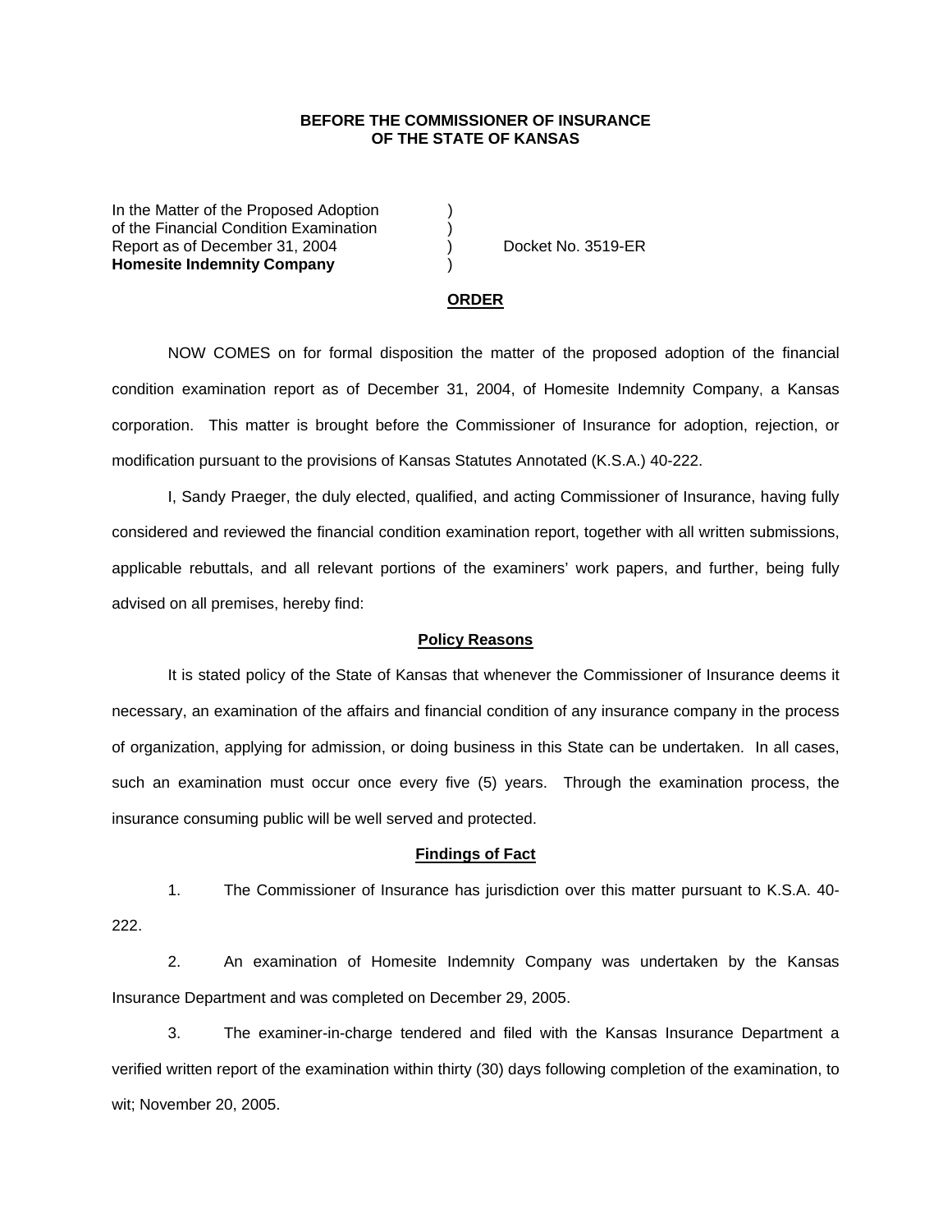**BEFORE THE COMMISSIONER OF INSURANCE**
**OF THE STATE OF KANSAS**

In the Matter of the Proposed Adoption )
of the Financial Condition Examination )
Report as of December 31, 2004 ) Docket No. 3519-ER
**Homesite Indemnity Company** )

## ORDER

NOW COMES on for formal disposition the matter of the proposed adoption of the financial condition examination report as of December 31, 2004, of Homesite Indemnity Company, a Kansas corporation. This matter is brought before the Commissioner of Insurance for adoption, rejection, or modification pursuant to the provisions of Kansas Statutes Annotated (K.S.A.) 40-222.

I, Sandy Praeger, the duly elected, qualified, and acting Commissioner of Insurance, having fully considered and reviewed the financial condition examination report, together with all written submissions, applicable rebuttals, and all relevant portions of the examiners' work papers, and further, being fully advised on all premises, hereby find:

### Policy Reasons

It is stated policy of the State of Kansas that whenever the Commissioner of Insurance deems it necessary, an examination of the affairs and financial condition of any insurance company in the process of organization, applying for admission, or doing business in this State can be undertaken. In all cases, such an examination must occur once every five (5) years. Through the examination process, the insurance consuming public will be well served and protected.

### Findings of Fact

1. The Commissioner of Insurance has jurisdiction over this matter pursuant to K.S.A. 40-222.

2. An examination of Homesite Indemnity Company was undertaken by the Kansas Insurance Department and was completed on December 29, 2005.

3. The examiner-in-charge tendered and filed with the Kansas Insurance Department a verified written report of the examination within thirty (30) days following completion of the examination, to wit; November 20, 2005.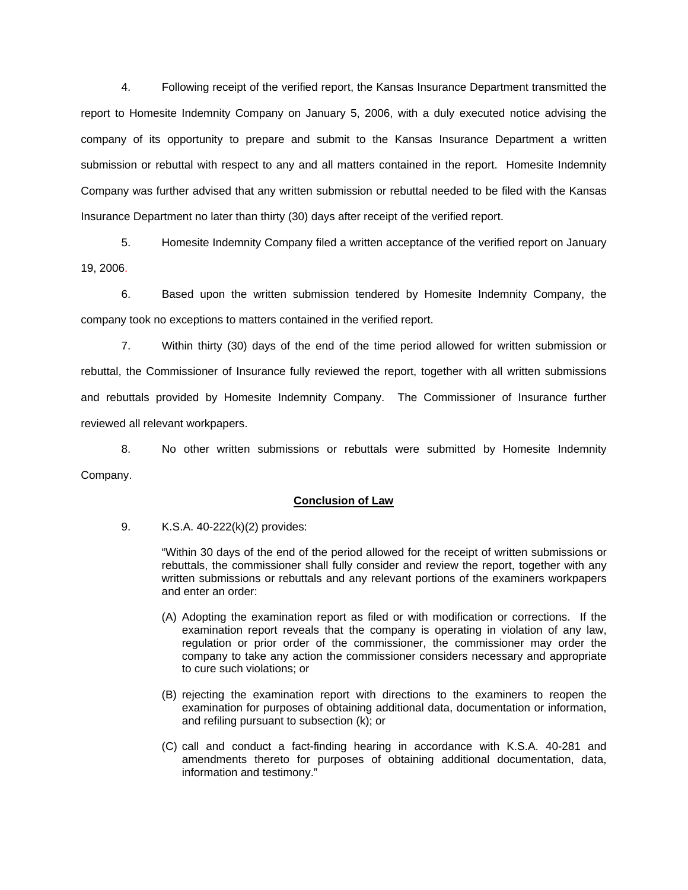4. Following receipt of the verified report, the Kansas Insurance Department transmitted the report to Homesite Indemnity Company on January 5, 2006, with a duly executed notice advising the company of its opportunity to prepare and submit to the Kansas Insurance Department a written submission or rebuttal with respect to any and all matters contained in the report. Homesite Indemnity Company was further advised that any written submission or rebuttal needed to be filed with the Kansas Insurance Department no later than thirty (30) days after receipt of the verified report.

5. Homesite Indemnity Company filed a written acceptance of the verified report on January 19, 2006.

6. Based upon the written submission tendered by Homesite Indemnity Company, the company took no exceptions to matters contained in the verified report.

7. Within thirty (30) days of the end of the time period allowed for written submission or rebuttal, the Commissioner of Insurance fully reviewed the report, together with all written submissions and rebuttals provided by Homesite Indemnity Company. The Commissioner of Insurance further reviewed all relevant workpapers.

8. No other written submissions or rebuttals were submitted by Homesite Indemnity Company.

## Conclusion of Law

9. K.S.A. 40-222(k)(2) provides:

> "Within 30 days of the end of the period allowed for the receipt of written submissions or rebuttals, the commissioner shall fully consider and review the report, together with any written submissions or rebuttals and any relevant portions of the examiners workpapers and enter an order:
>
> (A) Adopting the examination report as filed or with modification or corrections. If the examination report reveals that the company is operating in violation of any law, regulation or prior order of the commissioner, the commissioner may order the company to take any action the commissioner considers necessary and appropriate to cure such violations; or
>
> (B) rejecting the examination report with directions to the examiners to reopen the examination for purposes of obtaining additional data, documentation or information, and refiling pursuant to subsection (k); or
>
> (C) call and conduct a fact-finding hearing in accordance with K.S.A. 40-281 and amendments thereto for purposes of obtaining additional documentation, data, information and testimony."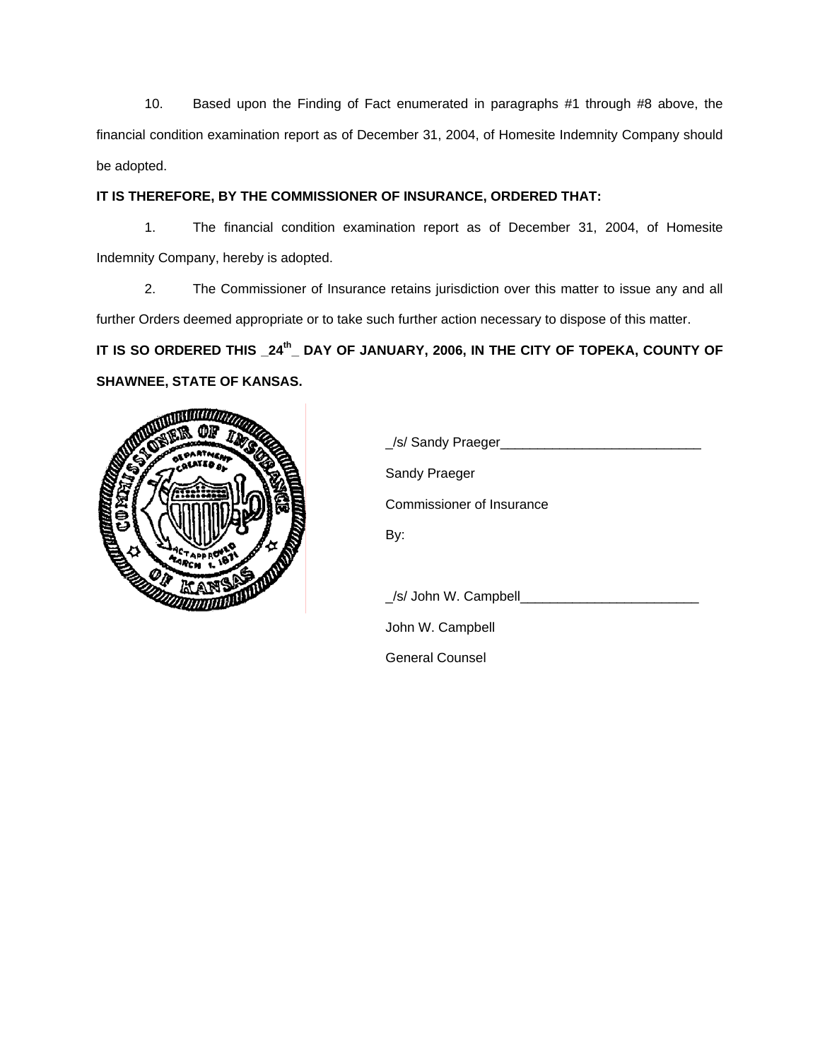10. Based upon the Finding of Fact enumerated in paragraphs #1 through #8 above, the financial condition examination report as of December 31, 2004, of Homesite Indemnity Company should be adopted.

**IT IS THEREFORE, BY THE COMMISSIONER OF INSURANCE, ORDERED THAT:**

1. The financial condition examination report as of December 31, 2004, of Homesite Indemnity Company, hereby is adopted.

2. The Commissioner of Insurance retains jurisdiction over this matter to issue any and all further Orders deemed appropriate or to take such further action necessary to dispose of this matter.

**IT IS SO ORDERED THIS _24th_ DAY OF JANUARY, 2006, IN THE CITY OF TOPEKA, COUNTY OF SHAWNEE, STATE OF KANSAS.**

_/s/ Sandy Praeger___________________________

Sandy Praeger

Commissioner of Insurance

By:

_/s/ John W. Campbell________________________

John W. Campbell

General Counsel